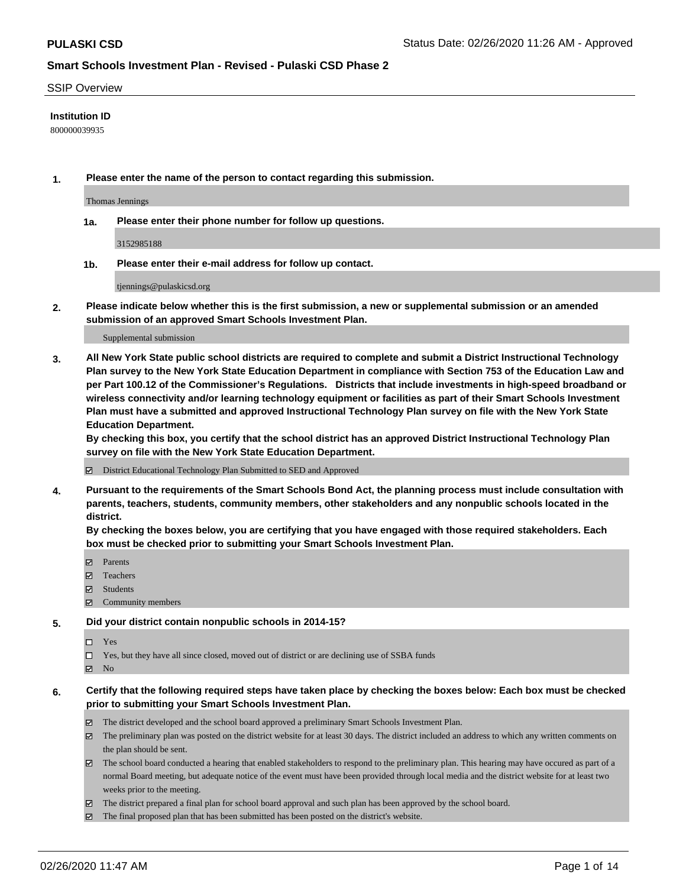# Smart Schools Investment Plan - Revised - Pulaski CSD Phase 2

## SSIP Overview

**Institution ID**

800000039935

**1. Please enter the name of the person to contact regarding this submission.**

Thomas Jennings

**1a. Please enter their phone number for follow up questions.**

3152985188

**1b. Please enter their e-mail address for follow up contact.**

tjennings@pulaskicsd.org

**2. Please indicate below whether this is the first submission, a new or supplemental submission or an amended submission of an approved Smart Schools Investment Plan.**

Supplemental submission

**3. All New York State public school districts are required to complete and submit a District Instructional Technology Plan survey to the New York State Education Department in compliance with Section 753 of the Education Law and per Part 100.12 of the Commissioner's Regulations. Districts that include investments in high-speed broadband or wireless connectivity and/or learning technology equipment or facilities as part of their Smart Schools Investment Plan must have a submitted and approved Instructional Technology Plan survey on file with the New York State Education Department.**
**By checking this box, you certify that the school district has an approved District Instructional Technology Plan survey on file with the New York State Education Department.**

- ☑ District Educational Technology Plan Submitted to SED and Approved

**4. Pursuant to the requirements of the Smart Schools Bond Act, the planning process must include consultation with parents, teachers, students, community members, other stakeholders and any nonpublic schools located in the district.**
**By checking the boxes below, you are certifying that you have engaged with those required stakeholders. Each box must be checked prior to submitting your Smart Schools Investment Plan.**

- ☑ Parents
- ☑ Teachers
- ☑ Students
- ☑ Community members

**5. Did your district contain nonpublic schools in 2014-15?**

- ☐ Yes
- ☐ Yes, but they have all since closed, moved out of district or are declining use of SSBA funds
- ☑ No

**6. Certify that the following required steps have taken place by checking the boxes below: Each box must be checked prior to submitting your Smart Schools Investment Plan.**

- ☑ The district developed and the school board approved a preliminary Smart Schools Investment Plan.
- ☑ The preliminary plan was posted on the district website for at least 30 days. The district included an address to which any written comments on the plan should be sent.
- ☑ The school board conducted a hearing that enabled stakeholders to respond to the preliminary plan. This hearing may have occured as part of a normal Board meeting, but adequate notice of the event must have been provided through local media and the district website for at least two weeks prior to the meeting.
- ☑ The district prepared a final plan for school board approval and such plan has been approved by the school board.
- ☑ The final proposed plan that has been submitted has been posted on the district's website.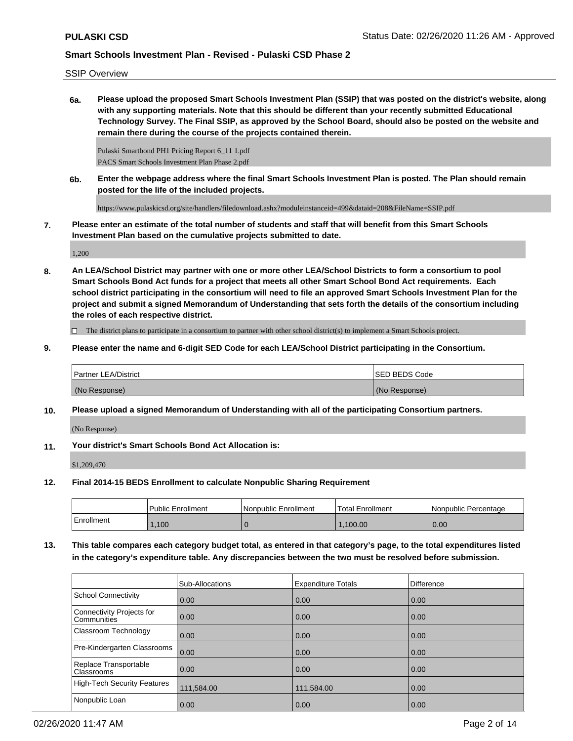**PULASKI CSD**

**Smart Schools Investment Plan - Revised - Pulaski CSD Phase 2**

SSIP Overview

**6a. Please upload the proposed Smart Schools Investment Plan (SSIP) that was posted on the district's website, along with any supporting materials. Note that this should be different than your recently submitted Educational Technology Survey. The Final SSIP, as approved by the School Board, should also be posted on the website and remain there during the course of the projects contained therein.**

Pulaski Smartbond PH1 Pricing Report 6_11 1.pdf
PACS Smart Schools Investment Plan Phase 2.pdf

**6b. Enter the webpage address where the final Smart Schools Investment Plan is posted. The Plan should remain posted for the life of the included projects.**

https://www.pulaskicsd.org/site/handlers/filedownload.ashx?moduleinstanceid=499&dataid=208&FileName=SSIP.pdf

**7. Please enter an estimate of the total number of students and staff that will benefit from this Smart Schools Investment Plan based on the cumulative projects submitted to date.**

1,200

**8. An LEA/School District may partner with one or more other LEA/School Districts to form a consortium to pool Smart Schools Bond Act funds for a project that meets all other Smart School Bond Act requirements. Each school district participating in the consortium will need to file an approved Smart Schools Investment Plan for the project and submit a signed Memorandum of Understanding that sets forth the details of the consortium including the roles of each respective district.**

☐ The district plans to participate in a consortium to partner with other school district(s) to implement a Smart Schools project.

**9. Please enter the name and 6-digit SED Code for each LEA/School District participating in the Consortium.**

| Partner LEA/District | SED BEDS Code |
|---|---|
| (No Response) | (No Response) |

**10. Please upload a signed Memorandum of Understanding with all of the participating Consortium partners.**

(No Response)

**11. Your district's Smart Schools Bond Act Allocation is:**

$1,209,470

**12. Final 2014-15 BEDS Enrollment to calculate Nonpublic Sharing Requirement**

| | Public Enrollment | Nonpublic Enrollment | Total Enrollment | Nonpublic Percentage |
|---|---|---|---|---|
| Enrollment | 1,100 | 0 | 1,100.00 | 0.00 |

**13. This table compares each category budget total, as entered in that category's page, to the total expenditures listed in the category's expenditure table. Any discrepancies between the two must be resolved before submission.**

| | Sub-Allocations | Expenditure Totals | Difference |
|---|---|---|---|
| School Connectivity | 0.00 | 0.00 | 0.00 |
| Connectivity Projects for Communities | 0.00 | 0.00 | 0.00 |
| Classroom Technology | 0.00 | 0.00 | 0.00 |
| Pre-Kindergarten Classrooms | 0.00 | 0.00 | 0.00 |
| Replace Transportable Classrooms | 0.00 | 0.00 | 0.00 |
| High-Tech Security Features | 111,584.00 | 111,584.00 | 0.00 |
| Nonpublic Loan | 0.00 | 0.00 | 0.00 |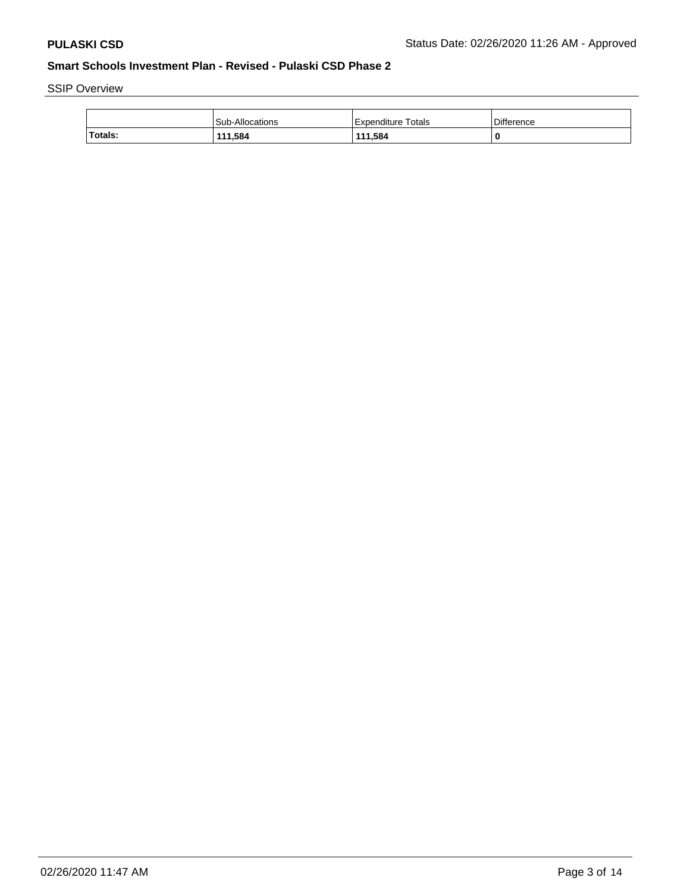## Smart Schools Investment Plan - Revised - Pulaski CSD Phase 2

SSIP Overview

| | Sub-Allocations | Expenditure Totals | Difference |
|---|---|---|---|
| **Totals:** | **111,584** | **111,584** | **0** |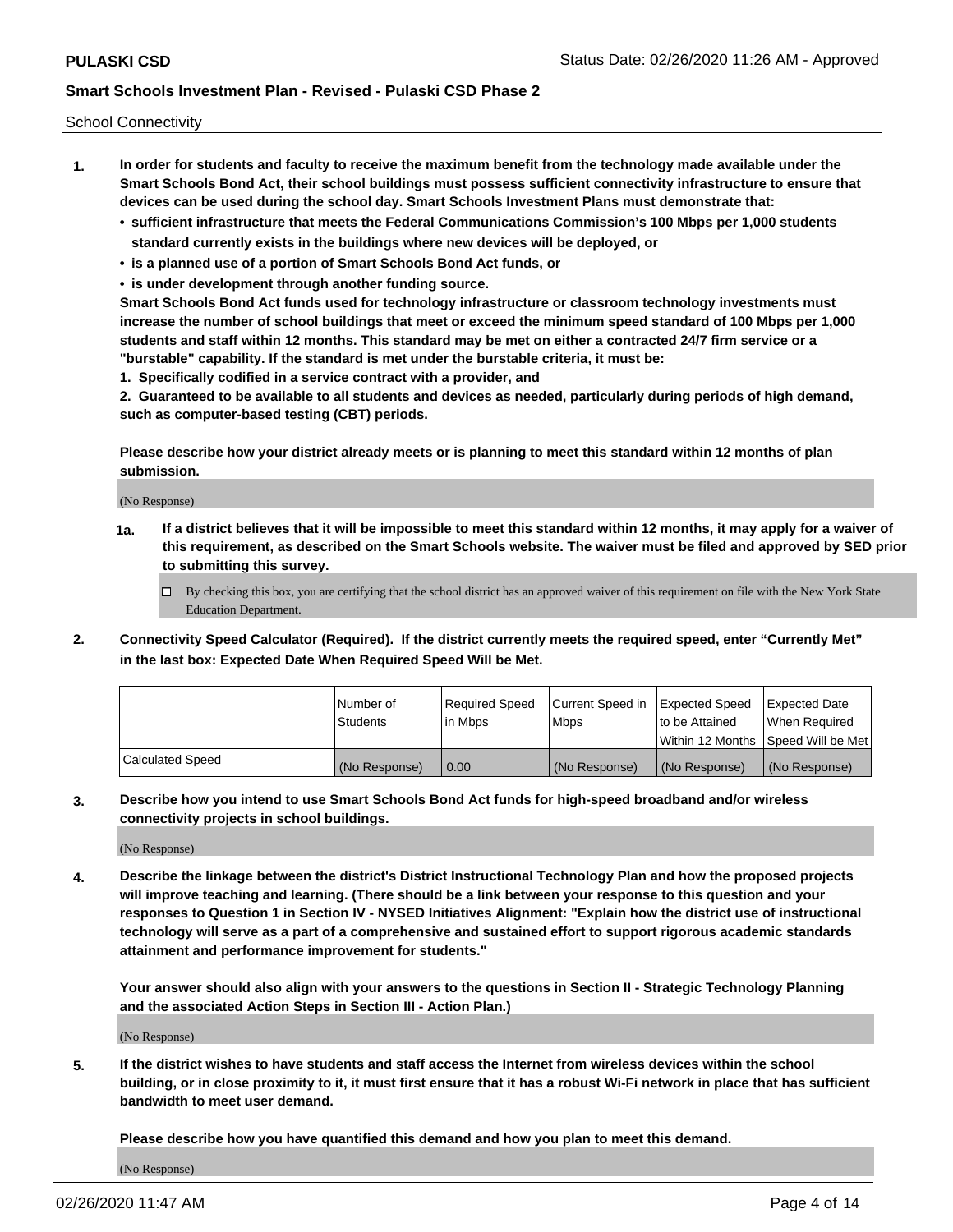School Connectivity

1. **In order for students and faculty to receive the maximum benefit from the technology made available under the Smart Schools Bond Act, their school buildings must possess sufficient connectivity infrastructure to ensure that devices can be used during the school day. Smart Schools Investment Plans must demonstrate that:**
   - **sufficient infrastructure that meets the Federal Communications Commission's 100 Mbps per 1,000 students standard currently exists in the buildings where new devices will be deployed, or**
   - **is a planned use of a portion of Smart Schools Bond Act funds, or**
   - **is under development through another funding source.**

   **Smart Schools Bond Act funds used for technology infrastructure or classroom technology investments must increase the number of school buildings that meet or exceed the minimum speed standard of 100 Mbps per 1,000 students and staff within 12 months. This standard may be met on either a contracted 24/7 firm service or a "burstable" capability. If the standard is met under the burstable criteria, it must be:**

   **1. Specifically codified in a service contract with a provider, and**

   **2. Guaranteed to be available to all students and devices as needed, particularly during periods of high demand, such as computer-based testing (CBT) periods.**

   **Please describe how your district already meets or is planning to meet this standard within 12 months of plan submission.**

   (No Response)

   **1a. If a district believes that it will be impossible to meet this standard within 12 months, it may apply for a waiver of this requirement, as described on the Smart Schools website. The waiver must be filed and approved by SED prior to submitting this survey.**

   ☐ By checking this box, you are certifying that the school district has an approved waiver of this requirement on file with the New York State Education Department.

2. **Connectivity Speed Calculator (Required). If the district currently meets the required speed, enter "Currently Met" in the last box: Expected Date When Required Speed Will be Met.**

| | Number of Students | Required Speed in Mbps | Current Speed in Mbps | Expected Speed to be Attained Within 12 Months | Expected Date When Required Speed Will be Met |
|---|---|---|---|---|---|
| Calculated Speed | (No Response) | 0.00 | (No Response) | (No Response) | (No Response) |

3. **Describe how you intend to use Smart Schools Bond Act funds for high-speed broadband and/or wireless connectivity projects in school buildings.**

   (No Response)

4. **Describe the linkage between the district's District Instructional Technology Plan and how the proposed projects will improve teaching and learning. (There should be a link between your response to this question and your responses to Question 1 in Section IV - NYSED Initiatives Alignment: "Explain how the district use of instructional technology will serve as a part of a comprehensive and sustained effort to support rigorous academic standards attainment and performance improvement for students."**

   **Your answer should also align with your answers to the questions in Section II - Strategic Technology Planning and the associated Action Steps in Section III - Action Plan.)**

   (No Response)

5. **If the district wishes to have students and staff access the Internet from wireless devices within the school building, or in close proximity to it, it must first ensure that it has a robust Wi-Fi network in place that has sufficient bandwidth to meet user demand.**

   **Please describe how you have quantified this demand and how you plan to meet this demand.**

   (No Response)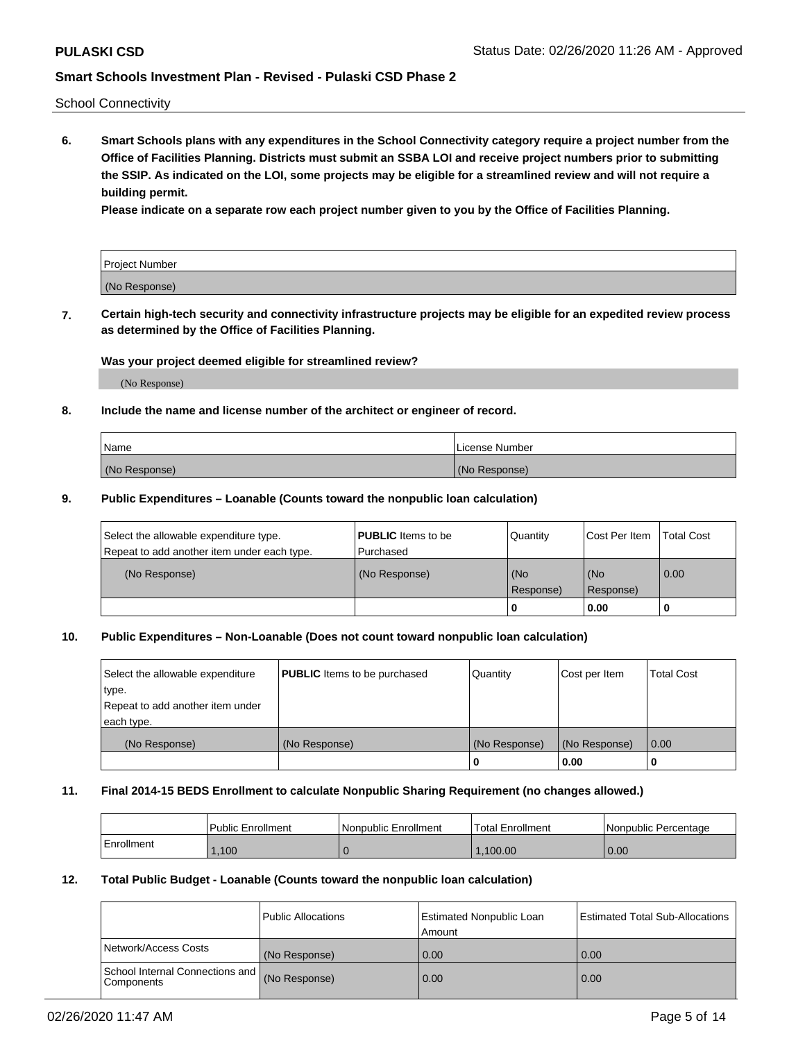School Connectivity

**6. Smart Schools plans with any expenditures in the School Connectivity category require a project number from the Office of Facilities Planning. Districts must submit an SSBA LOI and receive project numbers prior to submitting the SSIP. As indicated on the LOI, some projects may be eligible for a streamlined review and will not require a building permit.**

**Please indicate on a separate row each project number given to you by the Office of Facilities Planning.**

| Project Number |
|---|
| (No Response) |

**7. Certain high-tech security and connectivity infrastructure projects may be eligible for an expedited review process as determined by the Office of Facilities Planning.**

**Was your project deemed eligible for streamlined review?**

(No Response)

**8. Include the name and license number of the architect or engineer of record.**

| Name | License Number |
|---|---|
| (No Response) | (No Response) |

**9. Public Expenditures – Loanable (Counts toward the nonpublic loan calculation)**

| Select the allowable expenditure type. Repeat to add another item under each type. | **PUBLIC** Items to be Purchased | Quantity | Cost Per Item | Total Cost |
|---|---|---|---|---|
| (No Response) | (No Response) | (No Response) | (No Response) | 0.00 |
| | | 0 | 0.00 | 0 |

**10. Public Expenditures – Non-Loanable (Does not count toward nonpublic loan calculation)**

| Select the allowable expenditure type. Repeat to add another item under each type. | **PUBLIC** Items to be purchased | Quantity | Cost per Item | Total Cost |
|---|---|---|---|---|
| (No Response) | (No Response) | (No Response) | (No Response) | 0.00 |
| | | 0 | 0.00 | 0 |

**11. Final 2014-15 BEDS Enrollment to calculate Nonpublic Sharing Requirement (no changes allowed.)**

| | Public Enrollment | Nonpublic Enrollment | Total Enrollment | Nonpublic Percentage |
|---|---|---|---|---|
| Enrollment | 1,100 | 0 | 1,100.00 | 0.00 |

**12. Total Public Budget - Loanable (Counts toward the nonpublic loan calculation)**

| | Public Allocations | Estimated Nonpublic Loan Amount | Estimated Total Sub-Allocations |
|---|---|---|---|
| Network/Access Costs | (No Response) | 0.00 | 0.00 |
| School Internal Connections and Components | (No Response) | 0.00 | 0.00 |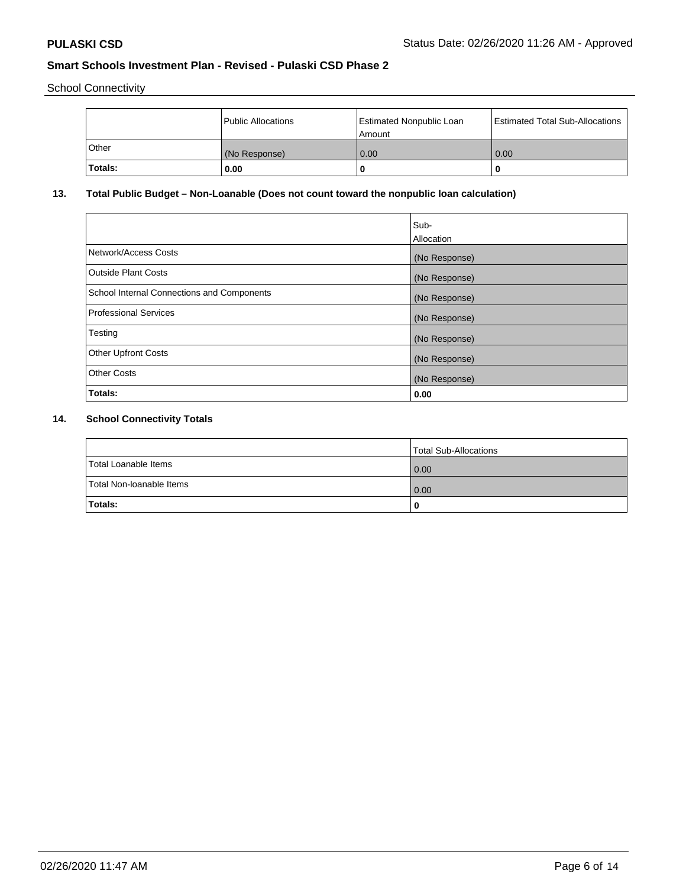School Connectivity

| | Public Allocations | Estimated Nonpublic Loan Amount | Estimated Total Sub-Allocations |
|---|---|---|---|
| Other | (No Response) | 0.00 | 0.00 |
| **Totals:** | **0.00** | **0** | **0** |

**13. Total Public Budget – Non-Loanable (Does not count toward the nonpublic loan calculation)**

| | Sub-Allocation |
|---|---|
| Network/Access Costs | (No Response) |
| Outside Plant Costs | (No Response) |
| School Internal Connections and Components | (No Response) |
| Professional Services | (No Response) |
| Testing | (No Response) |
| Other Upfront Costs | (No Response) |
| Other Costs | (No Response) |
| **Totals:** | **0.00** |

**14. School Connectivity Totals**

| | Total Sub-Allocations |
|---|---|
| Total Loanable Items | 0.00 |
| Total Non-loanable Items | 0.00 |
| **Totals:** | **0** |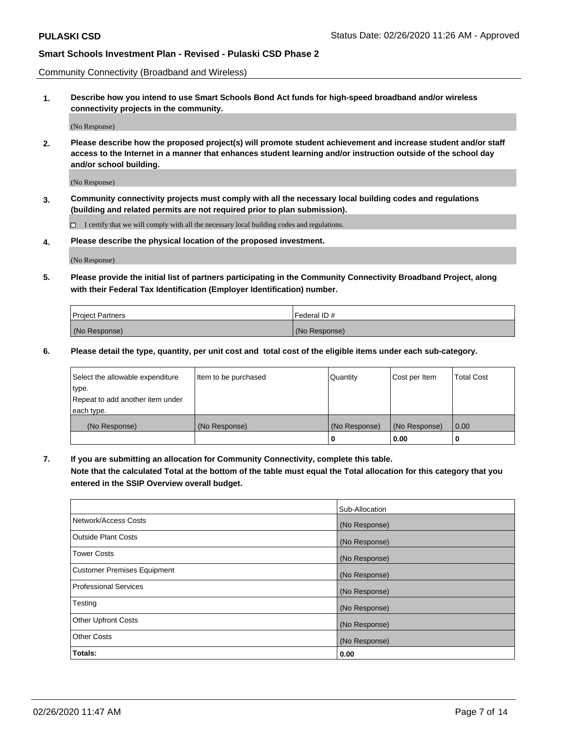Community Connectivity (Broadband and Wireless)

**1. Describe how you intend to use Smart Schools Bond Act funds for high-speed broadband and/or wireless connectivity projects in the community.**

(No Response)

**2. Please describe how the proposed project(s) will promote student achievement and increase student and/or staff access to the Internet in a manner that enhances student learning and/or instruction outside of the school day and/or school building.**

(No Response)

**3. Community connectivity projects must comply with all the necessary local building codes and regulations (building and related permits are not required prior to plan submission).**

☐ I certify that we will comply with all the necessary local building codes and regulations.

**4. Please describe the physical location of the proposed investment.**

(No Response)

**5. Please provide the initial list of partners participating in the Community Connectivity Broadband Project, along with their Federal Tax Identification (Employer Identification) number.**

| Project Partners | Federal ID # |
|---|---|
| (No Response) | (No Response) |

**6. Please detail the type, quantity, per unit cost and total cost of the eligible items under each sub-category.**

| Select the allowable expenditure type. Repeat to add another item under each type. | Item to be purchased | Quantity | Cost per Item | Total Cost |
|---|---|---|---|---|
| (No Response) | (No Response) | (No Response) | (No Response) | 0.00 |
| | | 0 | 0.00 | 0 |

**7. If you are submitting an allocation for Community Connectivity, complete this table. Note that the calculated Total at the bottom of the table must equal the Total allocation for this category that you entered in the SSIP Overview overall budget.**

| | Sub-Allocation |
|---|---|
| Network/Access Costs | (No Response) |
| Outside Plant Costs | (No Response) |
| Tower Costs | (No Response) |
| Customer Premises Equipment | (No Response) |
| Professional Services | (No Response) |
| Testing | (No Response) |
| Other Upfront Costs | (No Response) |
| Other Costs | (No Response) |
| **Totals:** | **0.00** |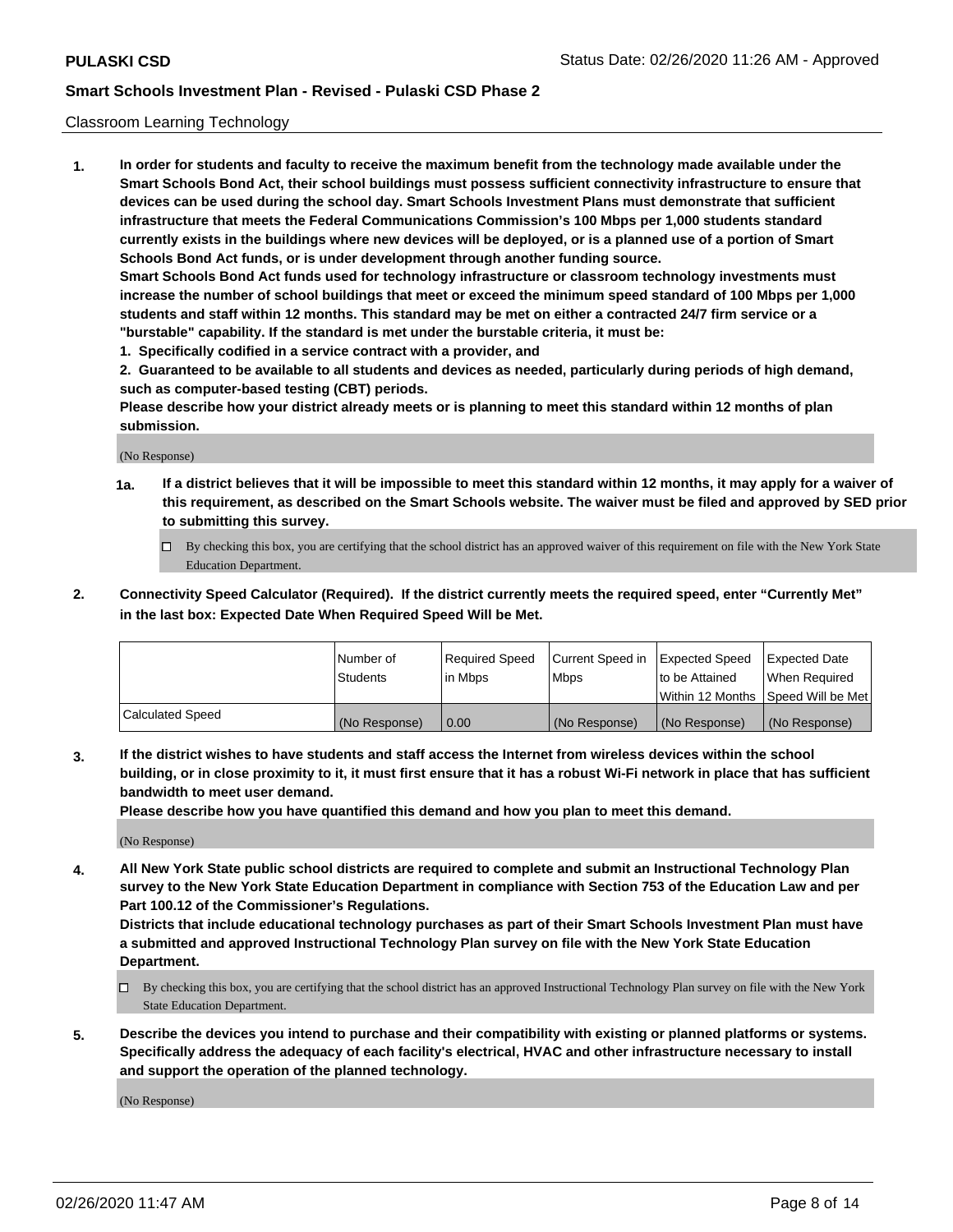Classroom Learning Technology

**1. In order for students and faculty to receive the maximum benefit from the technology made available under the Smart Schools Bond Act, their school buildings must possess sufficient connectivity infrastructure to ensure that devices can be used during the school day. Smart Schools Investment Plans must demonstrate that sufficient infrastructure that meets the Federal Communications Commission's 100 Mbps per 1,000 students standard currently exists in the buildings where new devices will be deployed, or is a planned use of a portion of Smart Schools Bond Act funds, or is under development through another funding source.**

**Smart Schools Bond Act funds used for technology infrastructure or classroom technology investments must increase the number of school buildings that meet or exceed the minimum speed standard of 100 Mbps per 1,000 students and staff within 12 months. This standard may be met on either a contracted 24/7 firm service or a "burstable" capability. If the standard is met under the burstable criteria, it must be:**

**1. Specifically codified in a service contract with a provider, and**

**2. Guaranteed to be available to all students and devices as needed, particularly during periods of high demand, such as computer-based testing (CBT) periods.**

**Please describe how your district already meets or is planning to meet this standard within 12 months of plan submission.**

(No Response)

**1a. If a district believes that it will be impossible to meet this standard within 12 months, it may apply for a waiver of this requirement, as described on the Smart Schools website. The waiver must be filed and approved by SED prior to submitting this survey.**

☐ By checking this box, you are certifying that the school district has an approved waiver of this requirement on file with the New York State Education Department.

**2. Connectivity Speed Calculator (Required). If the district currently meets the required speed, enter "Currently Met" in the last box: Expected Date When Required Speed Will be Met.**

| | Number of Students | Required Speed in Mbps | Current Speed in Mbps | Expected Speed to be Attained Within 12 Months | Expected Date When Required Speed Will be Met |
|---|---|---|---|---|---|
| Calculated Speed | (No Response) | 0.00 | (No Response) | (No Response) | (No Response) |

**3. If the district wishes to have students and staff access the Internet from wireless devices within the school building, or in close proximity to it, it must first ensure that it has a robust Wi-Fi network in place that has sufficient bandwidth to meet user demand.**

**Please describe how you have quantified this demand and how you plan to meet this demand.**

(No Response)

**4. All New York State public school districts are required to complete and submit an Instructional Technology Plan survey to the New York State Education Department in compliance with Section 753 of the Education Law and per Part 100.12 of the Commissioner's Regulations.**

**Districts that include educational technology purchases as part of their Smart Schools Investment Plan must have a submitted and approved Instructional Technology Plan survey on file with the New York State Education Department.**

☐ By checking this box, you are certifying that the school district has an approved Instructional Technology Plan survey on file with the New York State Education Department.

**5. Describe the devices you intend to purchase and their compatibility with existing or planned platforms or systems. Specifically address the adequacy of each facility's electrical, HVAC and other infrastructure necessary to install and support the operation of the planned technology.**

(No Response)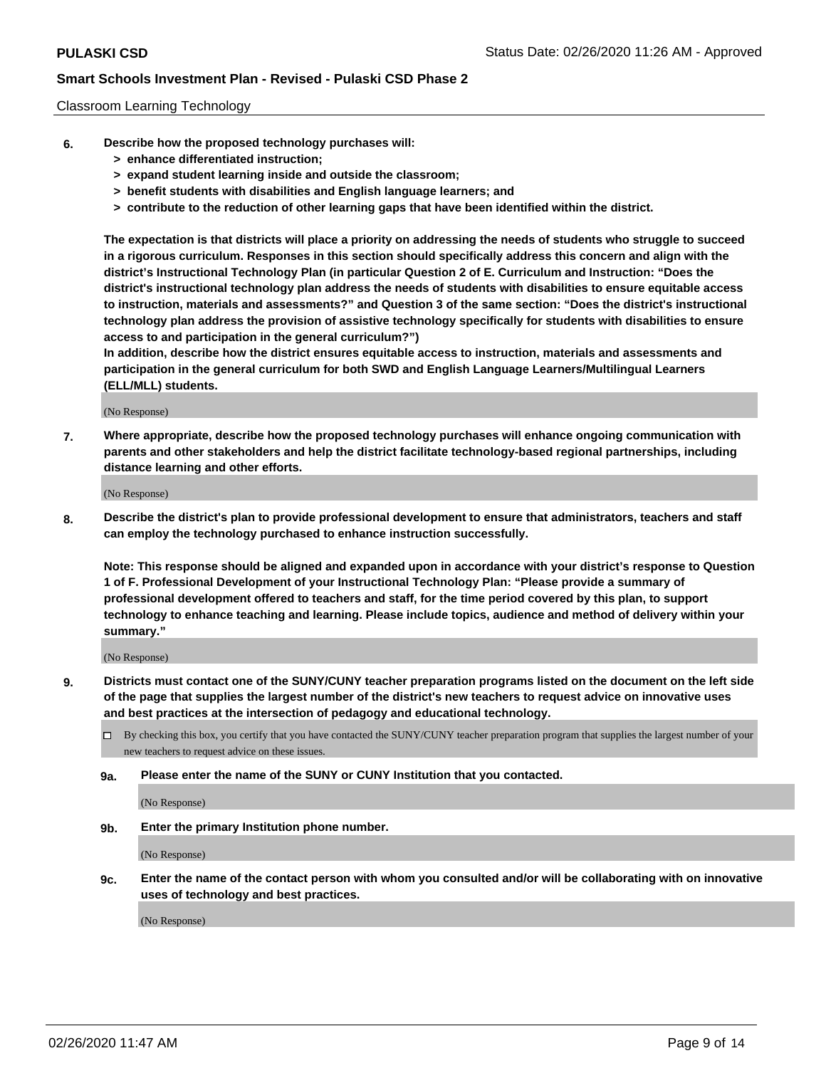Classroom Learning Technology

**6. Describe how the proposed technology purchases will:**
> **> enhance differentiated instruction;**
> **> expand student learning inside and outside the classroom;**
> **> benefit students with disabilities and English language learners; and**
> **> contribute to the reduction of other learning gaps that have been identified within the district.**

**The expectation is that districts will place a priority on addressing the needs of students who struggle to succeed in a rigorous curriculum. Responses in this section should specifically address this concern and align with the district's Instructional Technology Plan (in particular Question 2 of E. Curriculum and Instruction: "Does the district's instructional technology plan address the needs of students with disabilities to ensure equitable access to instruction, materials and assessments?" and Question 3 of the same section: "Does the district's instructional technology plan address the provision of assistive technology specifically for students with disabilities to ensure access to and participation in the general curriculum?")**

**In addition, describe how the district ensures equitable access to instruction, materials and assessments and participation in the general curriculum for both SWD and English Language Learners/Multilingual Learners (ELL/MLL) students.**

(No Response)

**7. Where appropriate, describe how the proposed technology purchases will enhance ongoing communication with parents and other stakeholders and help the district facilitate technology-based regional partnerships, including distance learning and other efforts.**

(No Response)

**8. Describe the district's plan to provide professional development to ensure that administrators, teachers and staff can employ the technology purchased to enhance instruction successfully.**

**Note: This response should be aligned and expanded upon in accordance with your district's response to Question 1 of F. Professional Development of your Instructional Technology Plan: "Please provide a summary of professional development offered to teachers and staff, for the time period covered by this plan, to support technology to enhance teaching and learning. Please include topics, audience and method of delivery within your summary."**

(No Response)

**9. Districts must contact one of the SUNY/CUNY teacher preparation programs listed on the document on the left side of the page that supplies the largest number of the district's new teachers to request advice on innovative uses and best practices at the intersection of pedagogy and educational technology.**

☐ By checking this box, you certify that you have contacted the SUNY/CUNY teacher preparation program that supplies the largest number of your new teachers to request advice on these issues.

**9a. Please enter the name of the SUNY or CUNY Institution that you contacted.**

(No Response)

**9b. Enter the primary Institution phone number.**

(No Response)

**9c. Enter the name of the contact person with whom you consulted and/or will be collaborating with on innovative uses of technology and best practices.**

(No Response)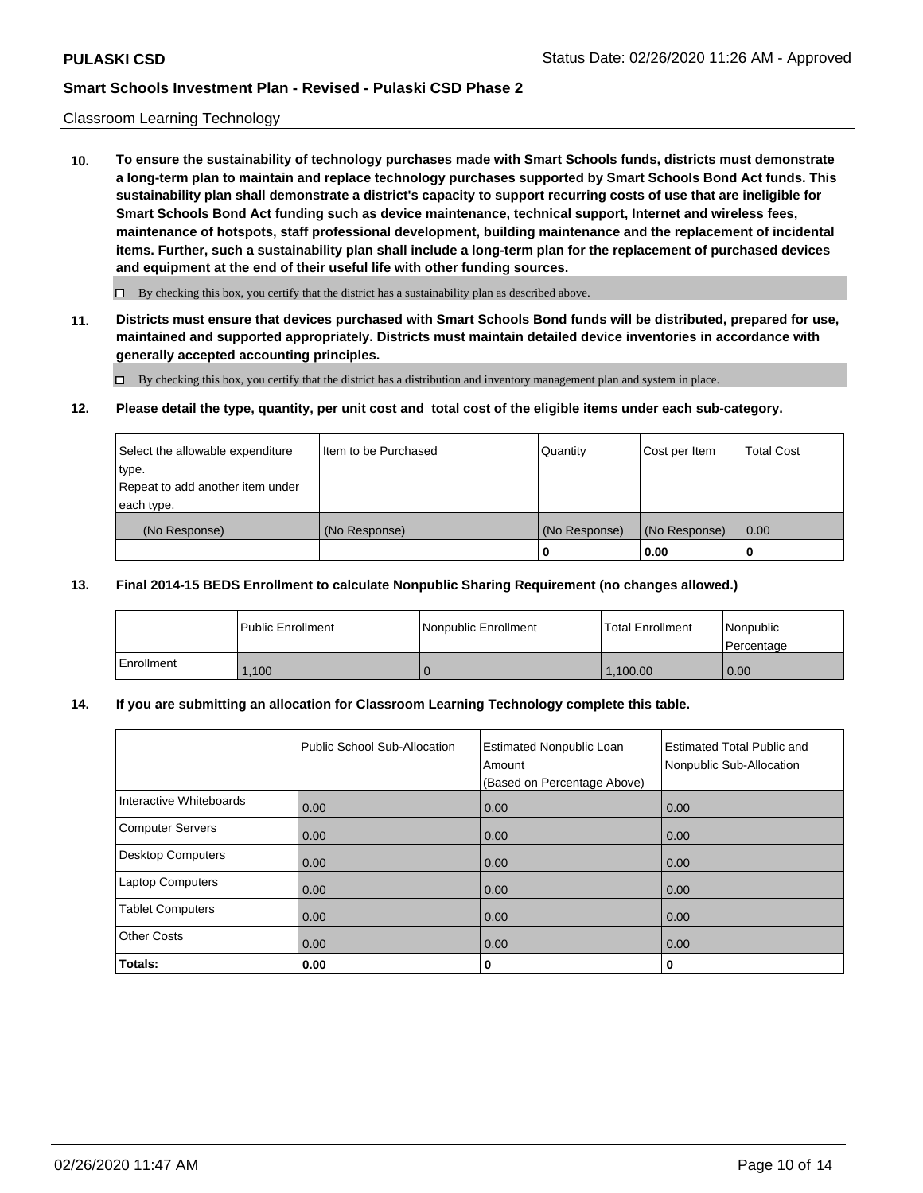Classroom Learning Technology

**10. To ensure the sustainability of technology purchases made with Smart Schools funds, districts must demonstrate a long-term plan to maintain and replace technology purchases supported by Smart Schools Bond Act funds. This sustainability plan shall demonstrate a district's capacity to support recurring costs of use that are ineligible for Smart Schools Bond Act funding such as device maintenance, technical support, Internet and wireless fees, maintenance of hotspots, staff professional development, building maintenance and the replacement of incidental items. Further, such a sustainability plan shall include a long-term plan for the replacement of purchased devices and equipment at the end of their useful life with other funding sources.**

☐ By checking this box, you certify that the district has a sustainability plan as described above.

**11. Districts must ensure that devices purchased with Smart Schools Bond funds will be distributed, prepared for use, maintained and supported appropriately. Districts must maintain detailed device inventories in accordance with generally accepted accounting principles.**

☐ By checking this box, you certify that the district has a distribution and inventory management plan and system in place.

**12. Please detail the type, quantity, per unit cost and total cost of the eligible items under each sub-category.**

| Select the allowable expenditure type. Repeat to add another item under each type. | Item to be Purchased | Quantity | Cost per Item | Total Cost |
|---|---|---|---|---|
| (No Response) | (No Response) | (No Response) | (No Response) | 0.00 |
| | | **0** | **0.00** | **0** |

**13. Final 2014-15 BEDS Enrollment to calculate Nonpublic Sharing Requirement (no changes allowed.)**

| | Public Enrollment | Nonpublic Enrollment | Total Enrollment | Nonpublic Percentage |
|---|---|---|---|---|
| Enrollment | 1,100 | 0 | 1,100.00 | 0.00 |

**14. If you are submitting an allocation for Classroom Learning Technology complete this table.**

| | Public School Sub-Allocation | Estimated Nonpublic Loan Amount (Based on Percentage Above) | Estimated Total Public and Nonpublic Sub-Allocation |
|---|---|---|---|
| Interactive Whiteboards | 0.00 | 0.00 | 0.00 |
| Computer Servers | 0.00 | 0.00 | 0.00 |
| Desktop Computers | 0.00 | 0.00 | 0.00 |
| Laptop Computers | 0.00 | 0.00 | 0.00 |
| Tablet Computers | 0.00 | 0.00 | 0.00 |
| Other Costs | 0.00 | 0.00 | 0.00 |
| **Totals:** | **0.00** | **0** | **0** |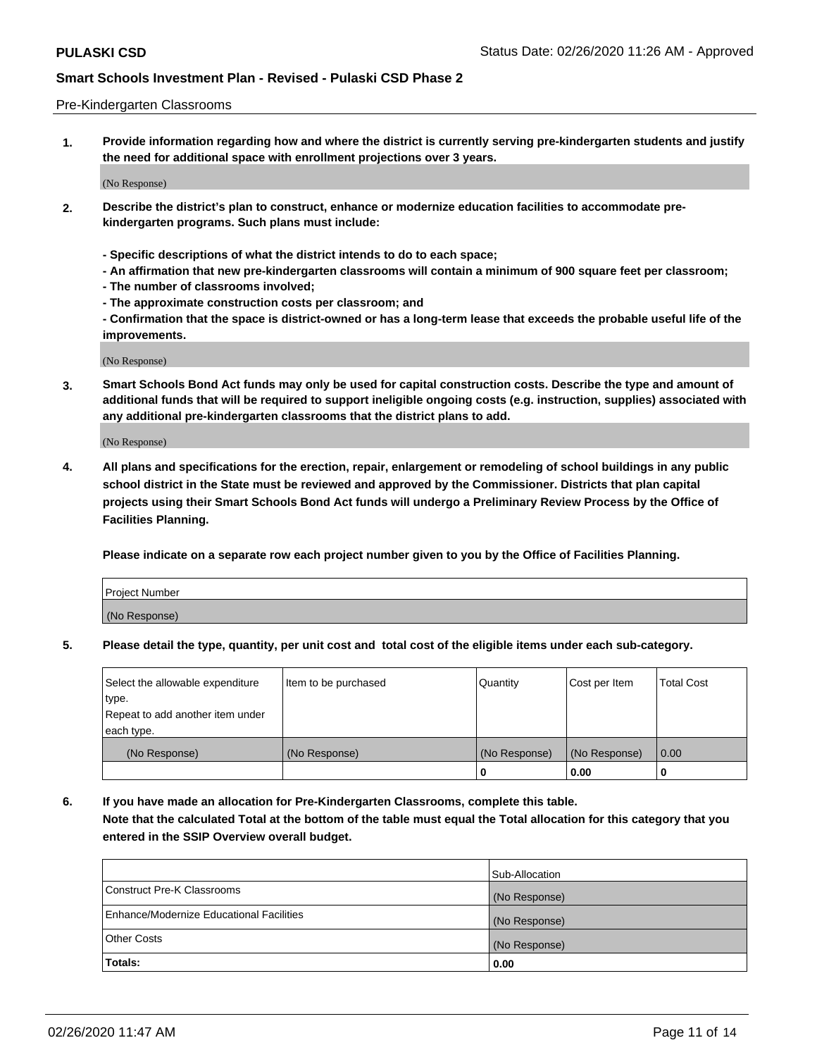Pre-Kindergarten Classrooms

1. **Provide information regarding how and where the district is currently serving pre-kindergarten students and justify the need for additional space with enrollment projections over 3 years.**

(No Response)

2. **Describe the district's plan to construct, enhance or modernize education facilities to accommodate pre-kindergarten programs. Such plans must include:**

 **- Specific descriptions of what the district intends to do to each space;**
 **- An affirmation that new pre-kindergarten classrooms will contain a minimum of 900 square feet per classroom;**
 **- The number of classrooms involved;**
 **- The approximate construction costs per classroom; and**
 **- Confirmation that the space is district-owned or has a long-term lease that exceeds the probable useful life of the improvements.**

(No Response)

3. **Smart Schools Bond Act funds may only be used for capital construction costs. Describe the type and amount of additional funds that will be required to support ineligible ongoing costs (e.g. instruction, supplies) associated with any additional pre-kindergarten classrooms that the district plans to add.**

(No Response)

4. **All plans and specifications for the erection, repair, enlargement or remodeling of school buildings in any public school district in the State must be reviewed and approved by the Commissioner. Districts that plan capital projects using their Smart Schools Bond Act funds will undergo a Preliminary Review Process by the Office of Facilities Planning.**

 **Please indicate on a separate row each project number given to you by the Office of Facilities Planning.**

| Project Number |
|---|
| (No Response) |

5. **Please detail the type, quantity, per unit cost and total cost of the eligible items under each sub-category.**

| Select the allowable expenditure type. Repeat to add another item under each type. | Item to be purchased | Quantity | Cost per Item | Total Cost |
|---|---|---|---|---|
| (No Response) | (No Response) | (No Response) | (No Response) | 0.00 |
| | | 0 | 0.00 | 0 |

6. **If you have made an allocation for Pre-Kindergarten Classrooms, complete this table.**
 **Note that the calculated Total at the bottom of the table must equal the Total allocation for this category that you entered in the SSIP Overview overall budget.**

| | Sub-Allocation |
|---|---|
| Construct Pre-K Classrooms | (No Response) |
| Enhance/Modernize Educational Facilities | (No Response) |
| Other Costs | (No Response) |
| **Totals:** | **0.00** |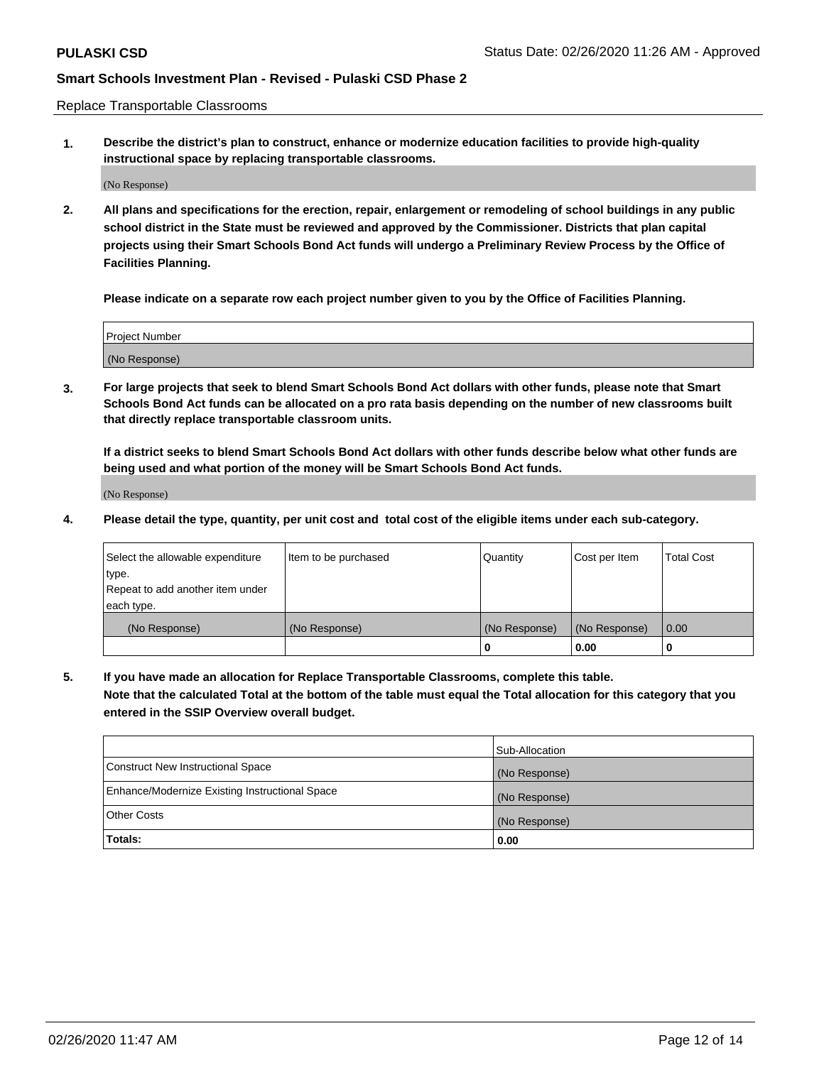Replace Transportable Classrooms

**1. Describe the district's plan to construct, enhance or modernize education facilities to provide high-quality instructional space by replacing transportable classrooms.**

(No Response)

**2. All plans and specifications for the erection, repair, enlargement or remodeling of school buildings in any public school district in the State must be reviewed and approved by the Commissioner. Districts that plan capital projects using their Smart Schools Bond Act funds will undergo a Preliminary Review Process by the Office of Facilities Planning.**

**Please indicate on a separate row each project number given to you by the Office of Facilities Planning.**

| Project Number |
|---|
| (No Response) |

**3. For large projects that seek to blend Smart Schools Bond Act dollars with other funds, please note that Smart Schools Bond Act funds can be allocated on a pro rata basis depending on the number of new classrooms built that directly replace transportable classroom units.**

**If a district seeks to blend Smart Schools Bond Act dollars with other funds describe below what other funds are being used and what portion of the money will be Smart Schools Bond Act funds.**

(No Response)

**4. Please detail the type, quantity, per unit cost and total cost of the eligible items under each sub-category.**

| Select the allowable expenditure type. Repeat to add another item under each type. | Item to be purchased | Quantity | Cost per Item | Total Cost |
|---|---|---|---|---|
| (No Response) | (No Response) | (No Response) | (No Response) | 0.00 |
| | | 0 | 0.00 | 0 |

**5. If you have made an allocation for Replace Transportable Classrooms, complete this table. Note that the calculated Total at the bottom of the table must equal the Total allocation for this category that you entered in the SSIP Overview overall budget.**

| | Sub-Allocation |
|---|---|
| Construct New Instructional Space | (No Response) |
| Enhance/Modernize Existing Instructional Space | (No Response) |
| Other Costs | (No Response) |
| **Totals:** | **0.00** |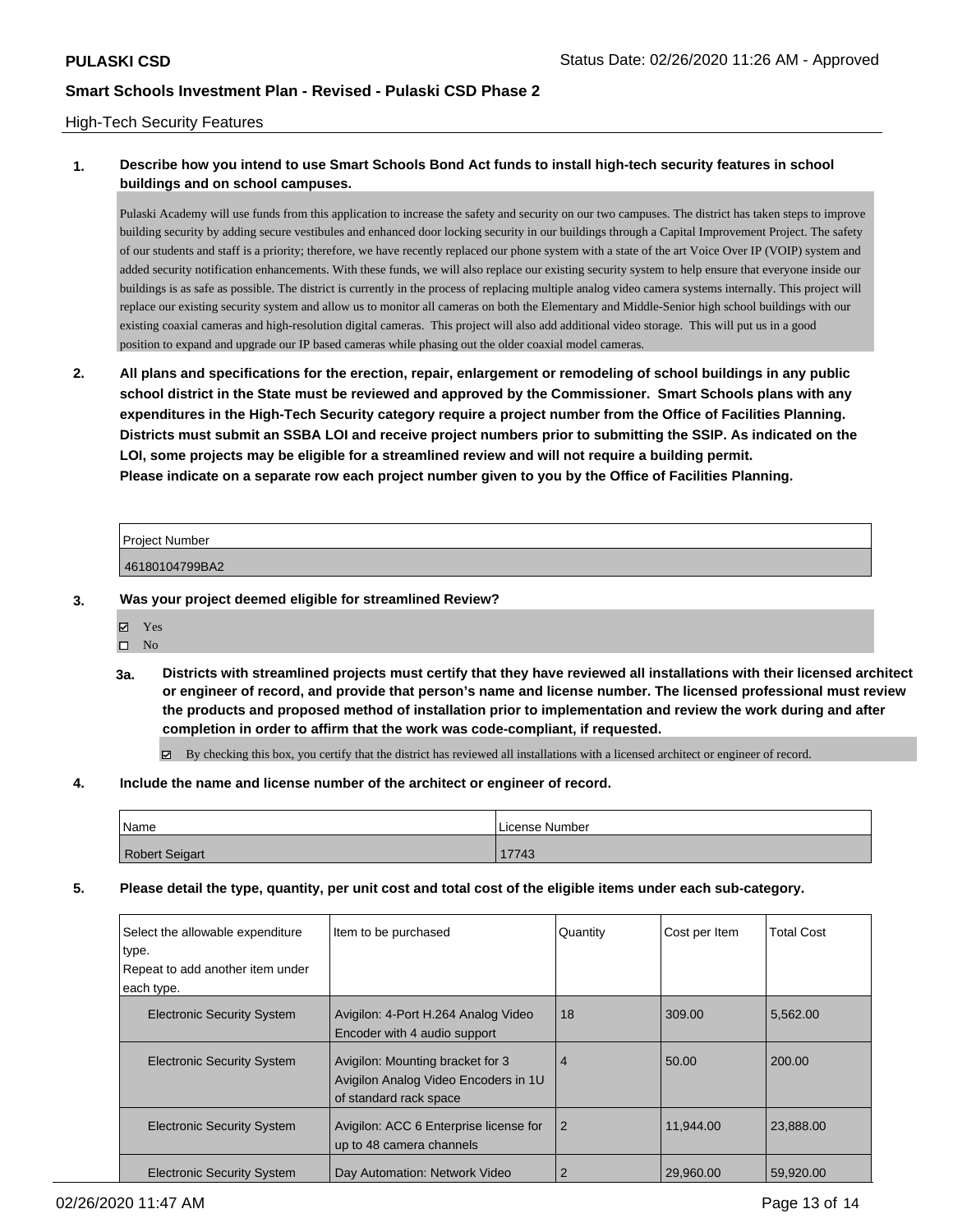High-Tech Security Features

**1. Describe how you intend to use Smart Schools Bond Act funds to install high-tech security features in school buildings and on school campuses.**

Pulaski Academy will use funds from this application to increase the safety and security on our two campuses. The district has taken steps to improve building security by adding secure vestibules and enhanced door locking security in our buildings through a Capital Improvement Project. The safety of our students and staff is a priority; therefore, we have recently replaced our phone system with a state of the art Voice Over IP (VOIP) system and added security notification enhancements. With these funds, we will also replace our existing security system to help ensure that everyone inside our buildings is as safe as possible. The district is currently in the process of replacing multiple analog video camera systems internally. This project will replace our existing security system and allow us to monitor all cameras on both the Elementary and Middle-Senior high school buildings with our existing coaxial cameras and high-resolution digital cameras. This project will also add additional video storage. This will put us in a good position to expand and upgrade our IP based cameras while phasing out the older coaxial model cameras.

**2. All plans and specifications for the erection, repair, enlargement or remodeling of school buildings in any public school district in the State must be reviewed and approved by the Commissioner. Smart Schools plans with any expenditures in the High-Tech Security category require a project number from the Office of Facilities Planning. Districts must submit an SSBA LOI and receive project numbers prior to submitting the SSIP. As indicated on the LOI, some projects may be eligible for a streamlined review and will not require a building permit.
Please indicate on a separate row each project number given to you by the Office of Facilities Planning.**

| Project Number |
| --- |
| 46180104799BA2 |

**3. Was your project deemed eligible for streamlined Review?**

- ☑ Yes
- ☐ No

**3a. Districts with streamlined projects must certify that they have reviewed all installations with their licensed architect or engineer of record, and provide that person's name and license number. The licensed professional must review the products and proposed method of installation prior to implementation and review the work during and after completion in order to affirm that the work was code-compliant, if requested.**

☑ By checking this box, you certify that the district has reviewed all installations with a licensed architect or engineer of record.

**4. Include the name and license number of the architect or engineer of record.**

| Name | License Number |
| --- | --- |
| Robert Seigart | 17743 |

**5. Please detail the type, quantity, per unit cost and total cost of the eligible items under each sub-category.**

| Select the allowable expenditure type. Repeat to add another item under each type. | Item to be purchased | Quantity | Cost per Item | Total Cost |
| --- | --- | --- | --- | --- |
| Electronic Security System | Avigilon: 4-Port H.264 Analog Video Encoder with 4 audio support | 18 | 309.00 | 5,562.00 |
| Electronic Security System | Avigilon: Mounting bracket for 3 Avigilon Analog Video Encoders in 1U of standard rack space | 4 | 50.00 | 200.00 |
| Electronic Security System | Avigilon: ACC 6 Enterprise license for up to 48 camera channels | 2 | 11,944.00 | 23,888.00 |
| Electronic Security System | Day Automation: Network Video | 2 | 29,960.00 | 59,920.00 |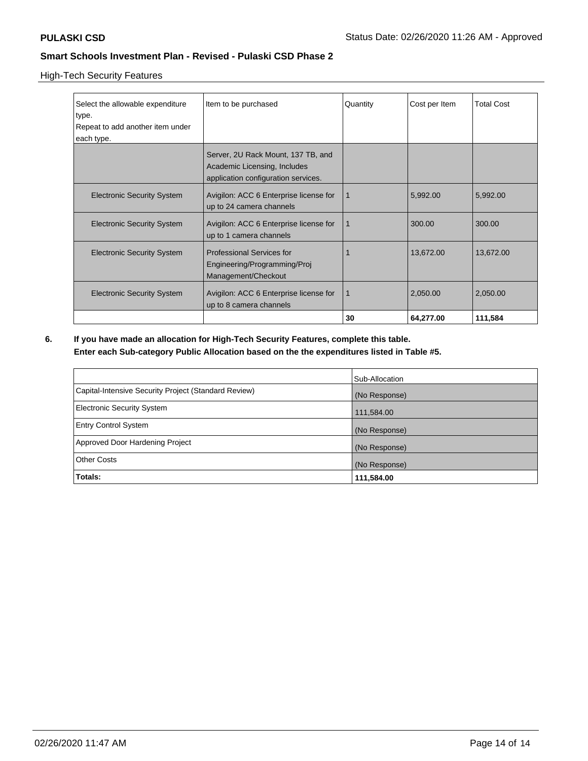High-Tech Security Features

| Select the allowable expenditure type.<br>Repeat to add another item under each type. | Item to be purchased | Quantity | Cost per Item | Total Cost |
|---|---|---|---|---|
| | Server, 2U Rack Mount, 137 TB, and Academic Licensing, Includes application configuration services. | | | |
| Electronic Security System | Avigilon: ACC 6 Enterprise license for up to 24 camera channels | 1 | 5,992.00 | 5,992.00 |
| Electronic Security System | Avigilon: ACC 6 Enterprise license for up to 1 camera channels | 1 | 300.00 | 300.00 |
| Electronic Security System | Professional Services for Engineering/Programming/Proj Management/Checkout | 1 | 13,672.00 | 13,672.00 |
| Electronic Security System | Avigilon: ACC 6 Enterprise license for up to 8 camera channels | 1 | 2,050.00 | 2,050.00 |
| | | **30** | **64,277.00** | **111,584** |

**6. If you have made an allocation for High-Tech Security Features, complete this table.**
**Enter each Sub-category Public Allocation based on the the expenditures listed in Table #5.**

| | Sub-Allocation |
|---|---|
| Capital-Intensive Security Project (Standard Review) | (No Response) |
| Electronic Security System | 111,584.00 |
| Entry Control System | (No Response) |
| Approved Door Hardening Project | (No Response) |
| Other Costs | (No Response) |
| **Totals:** | **111,584.00** |